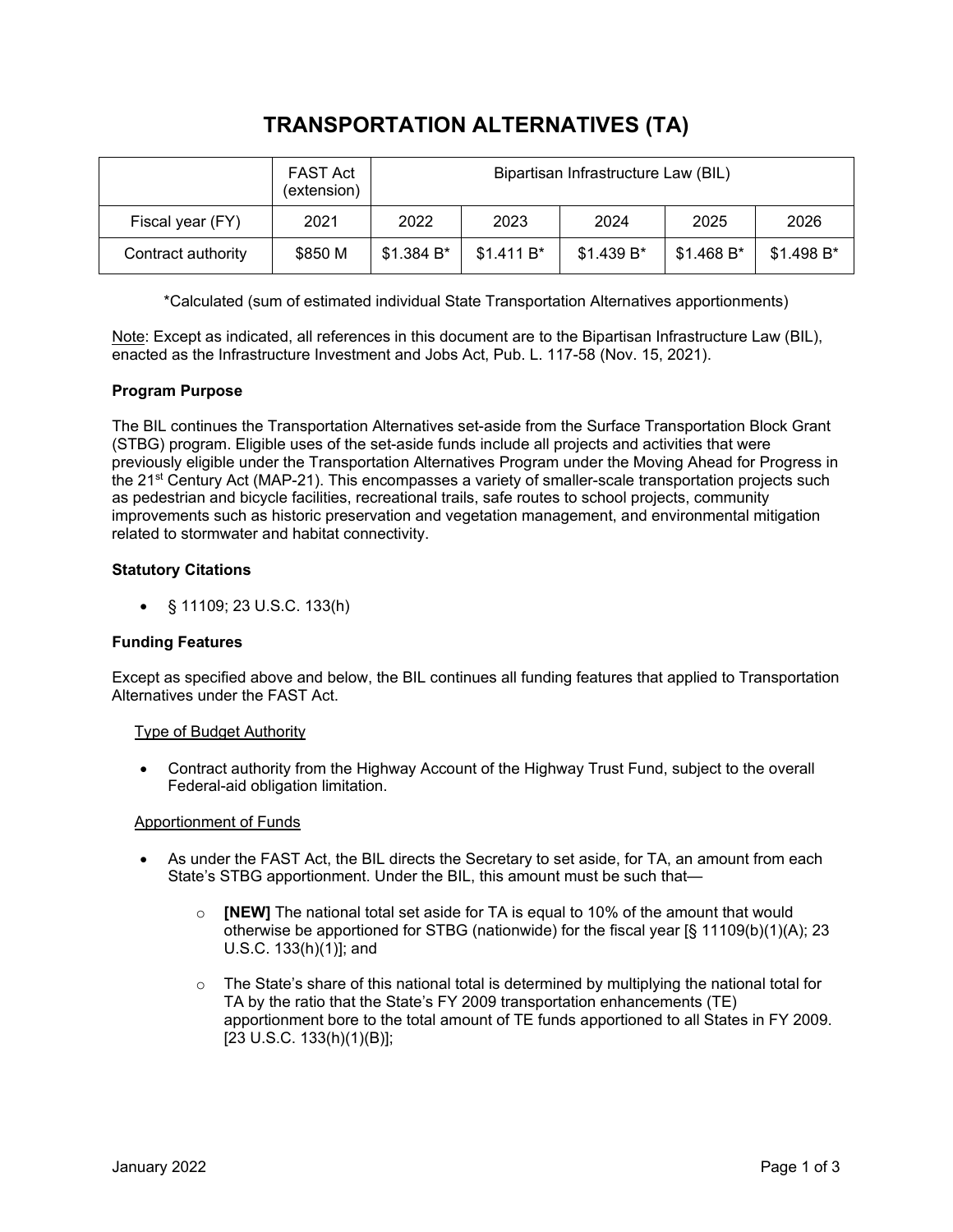# TRANSPORTATION ALTERNATIVES (TA)

| | FAST Act (extension) | Bipartisan Infrastructure Law (BIL) | | | | |
|---|---|---|---|---|---|---|
| Fiscal year (FY) | 2021 | 2022 | 2023 | 2024 | 2025 | 2026 |
| Contract authority | $850 M | $1.384 B* | $1.411 B* | $1.439 B* | $1.468 B* | $1.498 B* |

*Calculated (sum of estimated individual State Transportation Alternatives apportionments)

Note: Except as indicated, all references in this document are to the Bipartisan Infrastructure Law (BIL), enacted as the Infrastructure Investment and Jobs Act, Pub. L. 117-58 (Nov. 15, 2021).

**Program Purpose**

The BIL continues the Transportation Alternatives set-aside from the Surface Transportation Block Grant (STBG) program. Eligible uses of the set-aside funds include all projects and activities that were previously eligible under the Transportation Alternatives Program under the Moving Ahead for Progress in the 21st Century Act (MAP-21). This encompasses a variety of smaller-scale transportation projects such as pedestrian and bicycle facilities, recreational trails, safe routes to school projects, community improvements such as historic preservation and vegetation management, and environmental mitigation related to stormwater and habitat connectivity.

**Statutory Citations**

- § 11109; 23 U.S.C. 133(h)

**Funding Features**

Except as specified above and below, the BIL continues all funding features that applied to Transportation Alternatives under the FAST Act.

Type of Budget Authority

- Contract authority from the Highway Account of the Highway Trust Fund, subject to the overall Federal-aid obligation limitation.

Apportionment of Funds

- As under the FAST Act, the BIL directs the Secretary to set aside, for TA, an amount from each State's STBG apportionment. Under the BIL, this amount must be such that—
  - **[NEW]** The national total set aside for TA is equal to 10% of the amount that would otherwise be apportioned for STBG (nationwide) for the fiscal year [§ 11109(b)(1)(A); 23 U.S.C. 133(h)(1)]; and
  - The State's share of this national total is determined by multiplying the national total for TA by the ratio that the State's FY 2009 transportation enhancements (TE) apportionment bore to the total amount of TE funds apportioned to all States in FY 2009. [23 U.S.C. 133(h)(1)(B)];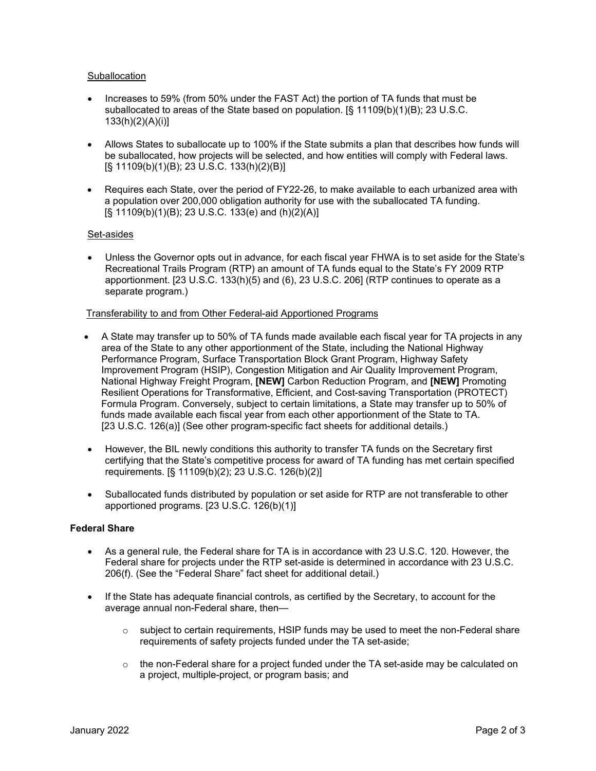Suballocation

- Increases to 59% (from 50% under the FAST Act) the portion of TA funds that must be suballocated to areas of the State based on population. [§ 11109(b)(1)(B); 23 U.S.C. 133(h)(2)(A)(i)]
- Allows States to suballocate up to 100% if the State submits a plan that describes how funds will be suballocated, how projects will be selected, and how entities will comply with Federal laws. [§ 11109(b)(1)(B); 23 U.S.C. 133(h)(2)(B)]
- Requires each State, over the period of FY22-26, to make available to each urbanized area with a population over 200,000 obligation authority for use with the suballocated TA funding. [§ 11109(b)(1)(B); 23 U.S.C. 133(e) and (h)(2)(A)]

Set-asides

- Unless the Governor opts out in advance, for each fiscal year FHWA is to set aside for the State's Recreational Trails Program (RTP) an amount of TA funds equal to the State's FY 2009 RTP apportionment. [23 U.S.C. 133(h)(5) and (6), 23 U.S.C. 206] (RTP continues to operate as a separate program.)

Transferability to and from Other Federal-aid Apportioned Programs

- A State may transfer up to 50% of TA funds made available each fiscal year for TA projects in any area of the State to any other apportionment of the State, including the National Highway Performance Program, Surface Transportation Block Grant Program, Highway Safety Improvement Program (HSIP), Congestion Mitigation and Air Quality Improvement Program, National Highway Freight Program, **[NEW]** Carbon Reduction Program, and **[NEW]** Promoting Resilient Operations for Transformative, Efficient, and Cost-saving Transportation (PROTECT) Formula Program. Conversely, subject to certain limitations, a State may transfer up to 50% of funds made available each fiscal year from each other apportionment of the State to TA. [23 U.S.C. 126(a)] (See other program-specific fact sheets for additional details.)
- However, the BIL newly conditions this authority to transfer TA funds on the Secretary first certifying that the State's competitive process for award of TA funding has met certain specified requirements. [§ 11109(b)(2); 23 U.S.C. 126(b)(2)]
- Suballocated funds distributed by population or set aside for RTP are not transferable to other apportioned programs. [23 U.S.C. 126(b)(1)]

**Federal Share**

- As a general rule, the Federal share for TA is in accordance with 23 U.S.C. 120. However, the Federal share for projects under the RTP set-aside is determined in accordance with 23 U.S.C. 206(f). (See the "Federal Share" fact sheet for additional detail.)
- If the State has adequate financial controls, as certified by the Secretary, to account for the average annual non-Federal share, then—
  - subject to certain requirements, HSIP funds may be used to meet the non-Federal share requirements of safety projects funded under the TA set-aside;
  - the non-Federal share for a project funded under the TA set-aside may be calculated on a project, multiple-project, or program basis; and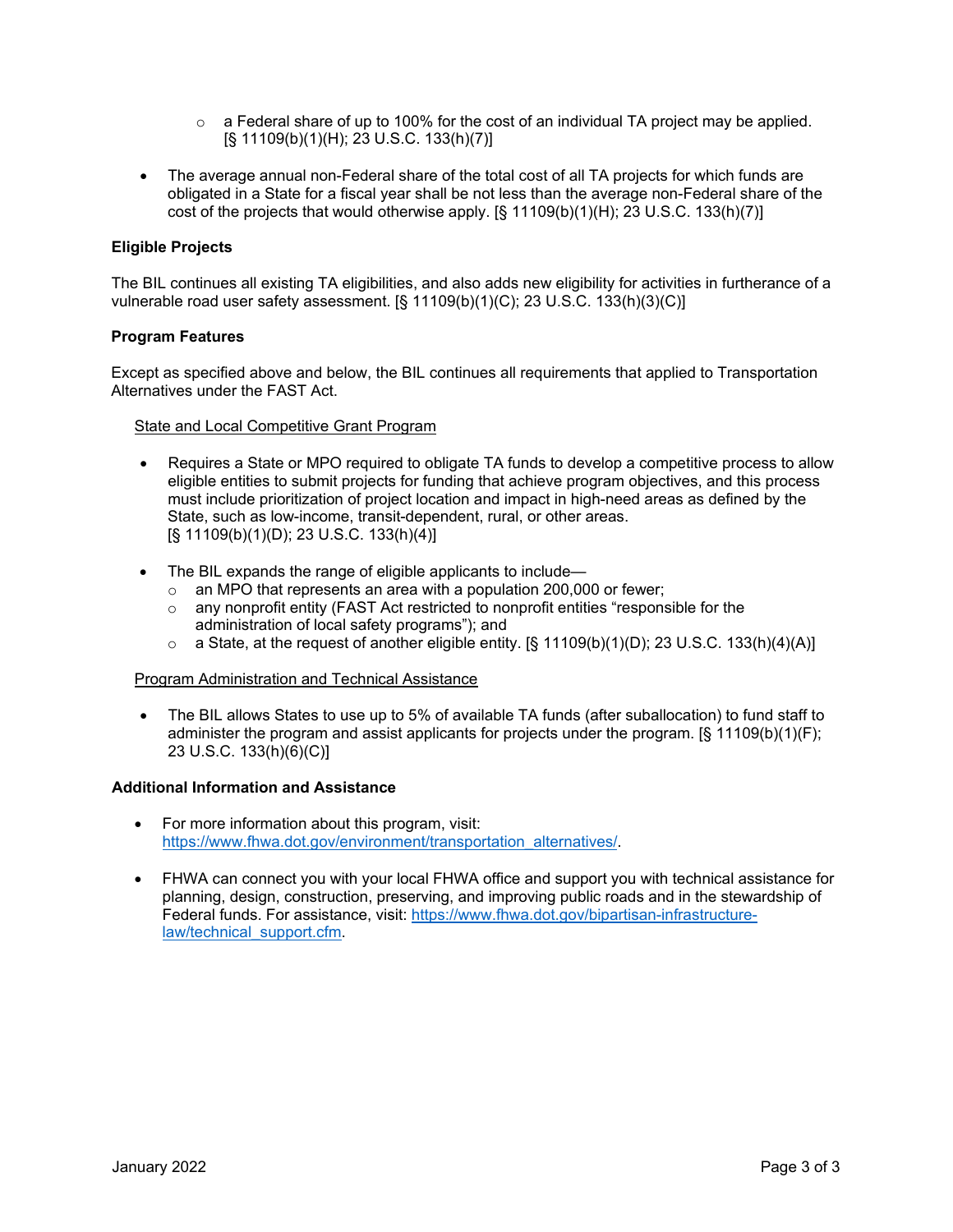- a Federal share of up to 100% for the cost of an individual TA project may be applied. [§ 11109(b)(1)(H); 23 U.S.C. 133(h)(7)]

- The average annual non-Federal share of the total cost of all TA projects for which funds are obligated in a State for a fiscal year shall be not less than the average non-Federal share of the cost of the projects that would otherwise apply. [§ 11109(b)(1)(H); 23 U.S.C. 133(h)(7)]

**Eligible Projects**

The BIL continues all existing TA eligibilities, and also adds new eligibility for activities in furtherance of a vulnerable road user safety assessment. [§ 11109(b)(1)(C); 23 U.S.C. 133(h)(3)(C)]

**Program Features**

Except as specified above and below, the BIL continues all requirements that applied to Transportation Alternatives under the FAST Act.

<u>State and Local Competitive Grant Program</u>

- Requires a State or MPO required to obligate TA funds to develop a competitive process to allow eligible entities to submit projects for funding that achieve program objectives, and this process must include prioritization of project location and impact in high-need areas as defined by the State, such as low-income, transit-dependent, rural, or other areas. [§ 11109(b)(1)(D); 23 U.S.C. 133(h)(4)]

- The BIL expands the range of eligible applicants to include—
  - an MPO that represents an area with a population 200,000 or fewer;
  - any nonprofit entity (FAST Act restricted to nonprofit entities "responsible for the administration of local safety programs"); and
  - a State, at the request of another eligible entity. [§ 11109(b)(1)(D); 23 U.S.C. 133(h)(4)(A)]

<u>Program Administration and Technical Assistance</u>

- The BIL allows States to use up to 5% of available TA funds (after suballocation) to fund staff to administer the program and assist applicants for projects under the program. [§ 11109(b)(1)(F); 23 U.S.C. 133(h)(6)(C)]

**Additional Information and Assistance**

- For more information about this program, visit: https://www.fhwa.dot.gov/environment/transportation_alternatives/.

- FHWA can connect you with your local FHWA office and support you with technical assistance for planning, design, construction, preserving, and improving public roads and in the stewardship of Federal funds. For assistance, visit: https://www.fhwa.dot.gov/bipartisan-infrastructure-law/technical_support.cfm.

January 2022